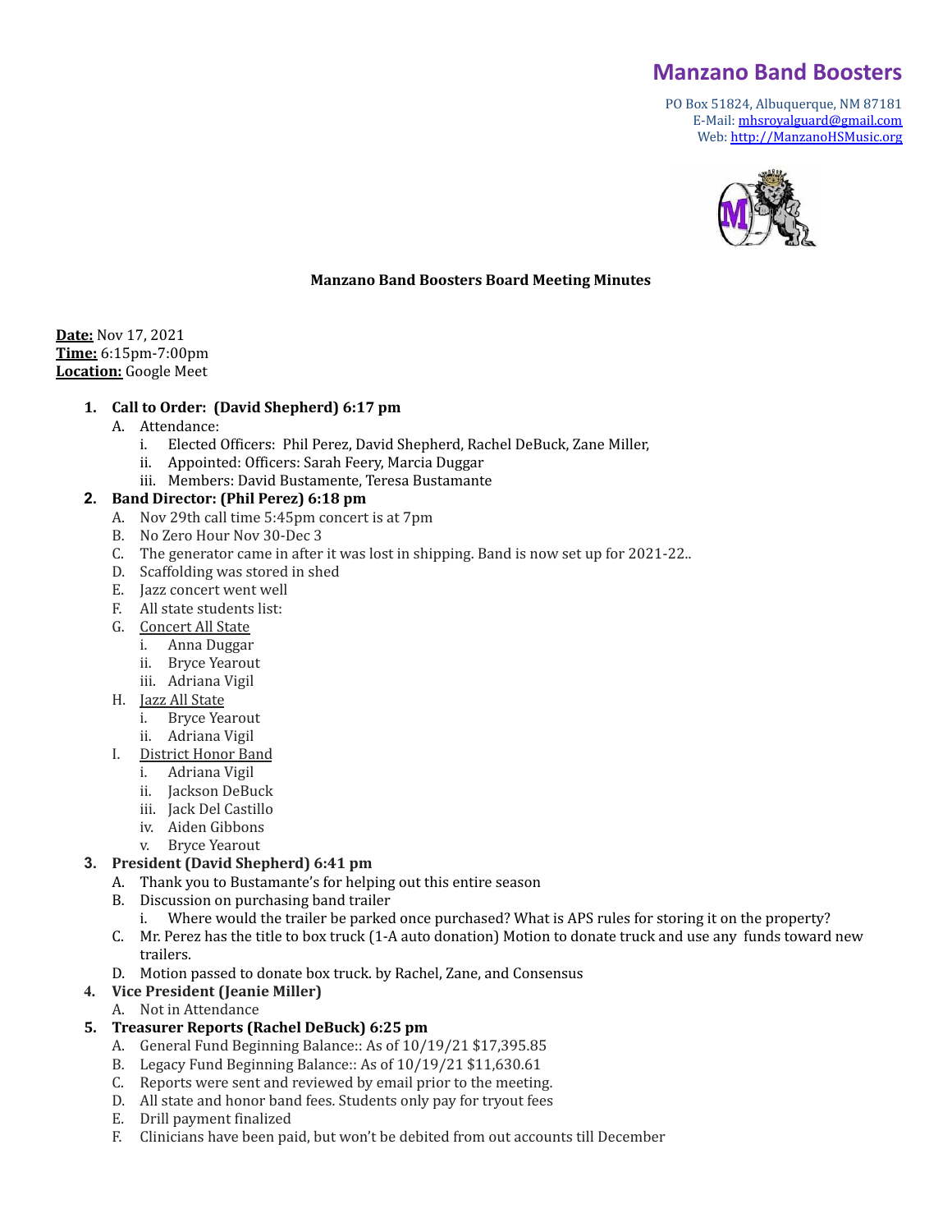# Manzano Band Boosters

PO Box 51824, Albuquerque, NM 87181
E-Mail: mhsroyalguard@gmail.com
Web: http://ManzanoHSMusic.org

**Manzano Band Boosters Board Meeting Minutes**

**Date:** Nov 17, 2021
**Time:** 6:15pm-7:00pm
**Location:** Google Meet

1. **Call to Order: (David Shepherd) 6:17 pm**
   A. Attendance:
      i. Elected Officers: Phil Perez, David Shepherd, Rachel DeBuck, Zane Miller,
      ii. Appointed: Officers: Sarah Feery, Marcia Duggar
      iii. Members: David Bustamente, Teresa Bustamante
2. **Band Director: (Phil Perez) 6:18 pm**
   A. Nov 29th call time 5:45pm concert is at 7pm
   B. No Zero Hour Nov 30-Dec 3
   C. The generator came in after it was lost in shipping. Band is now set up for 2021-22..
   D. Scaffolding was stored in shed
   E. Jazz concert went well
   F. All state students list:
   G. Concert All State
      i. Anna Duggar
      ii. Bryce Yearout
      iii. Adriana Vigil
   H. Jazz All State
      i. Bryce Yearout
      ii. Adriana Vigil
   I. District Honor Band
      i. Adriana Vigil
      ii. Jackson DeBuck
      iii. Jack Del Castillo
      iv. Aiden Gibbons
      v. Bryce Yearout
3. **President (David Shepherd) 6:41 pm**
   A. Thank you to Bustamante's for helping out this entire season
   B. Discussion on purchasing band trailer
      i. Where would the trailer be parked once purchased? What is APS rules for storing it on the property?
   C. Mr. Perez has the title to box truck (1-A auto donation) Motion to donate truck and use any funds toward new trailers.
   D. Motion passed to donate box truck. by Rachel, Zane, and Consensus
4. **Vice President (Jeanie Miller)**
   A. Not in Attendance
5. **Treasurer Reports (Rachel DeBuck) 6:25 pm**
   A. General Fund Beginning Balance:: As of 10/19/21 $17,395.85
   B. Legacy Fund Beginning Balance:: As of 10/19/21 $11,630.61
   C. Reports were sent and reviewed by email prior to the meeting.
   D. All state and honor band fees. Students only pay for tryout fees
   E. Drill payment finalized
   F. Clinicians have been paid, but won't be debited from out accounts till December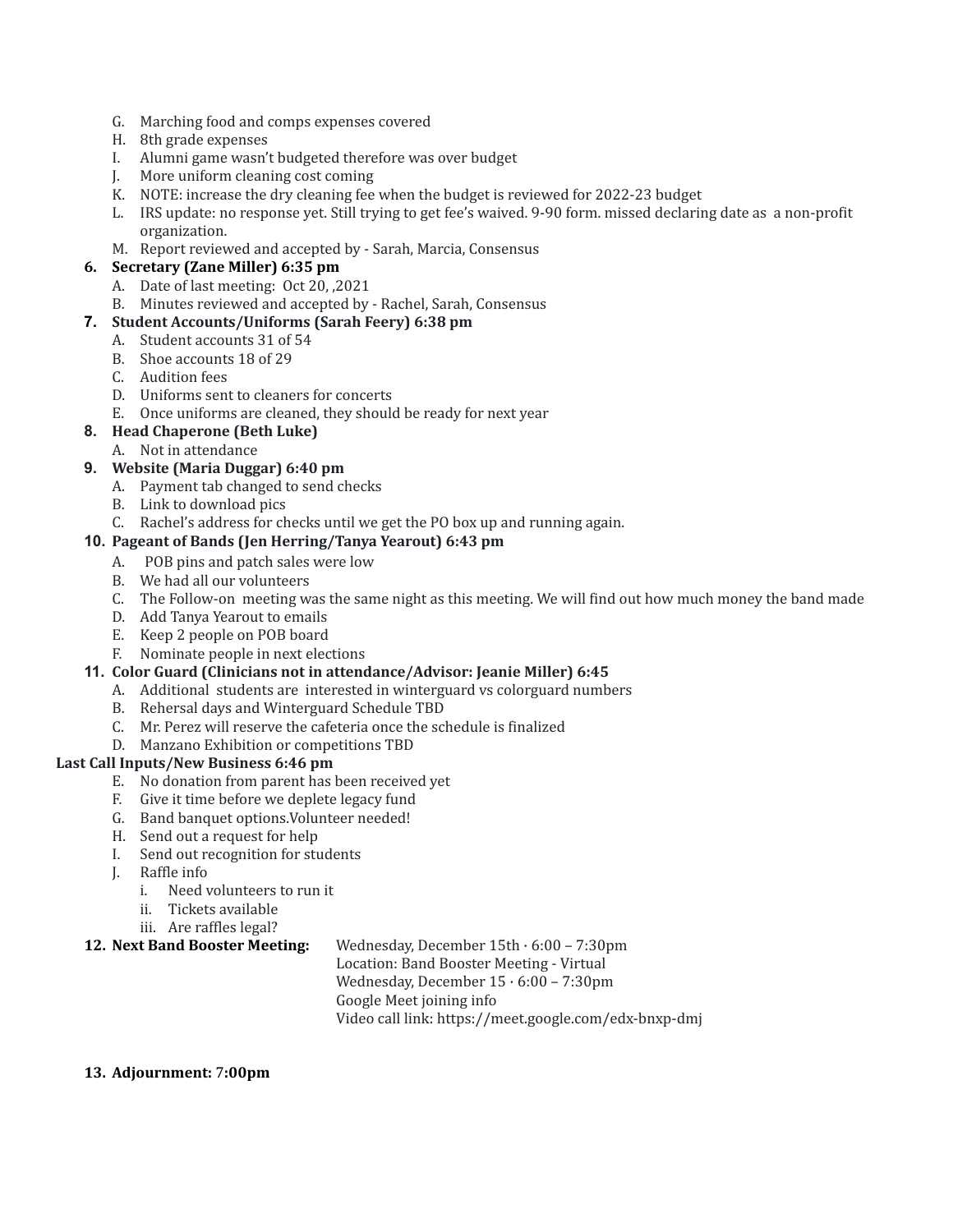G. Marching food and comps expenses covered
H. 8th grade expenses
I. Alumni game wasn't budgeted therefore was over budget
J. More uniform cleaning cost coming
K. NOTE: increase the dry cleaning fee when the budget is reviewed for 2022-23 budget
L. IRS update: no response yet. Still trying to get fee's waived. 9-90 form. missed declaring date as a non-profit organization.
M. Report reviewed and accepted by - Sarah, Marcia, Consensus

6. **Secretary (Zane Miller) 6:35 pm**
   A. Date of last meeting: Oct 20, ,2021
   B. Minutes reviewed and accepted by - Rachel, Sarah, Consensus

7. **Student Accounts/Uniforms (Sarah Feery) 6:38 pm**
   A. Student accounts 31 of 54
   B. Shoe accounts 18 of 29
   C. Audition fees
   D. Uniforms sent to cleaners for concerts
   E. Once uniforms are cleaned, they should be ready for next year

8. **Head Chaperone (Beth Luke)**
   A. Not in attendance

9. **Website (Maria Duggar) 6:40 pm**
   A. Payment tab changed to send checks
   B. Link to download pics
   C. Rachel's address for checks until we get the PO box up and running again.

10. **Pageant of Bands (Jen Herring/Tanya Yearout) 6:43 pm**
    A. POB pins and patch sales were low
    B. We had all our volunteers
    C. The Follow-on meeting was the same night as this meeting. We will find out how much money the band made
    D. Add Tanya Yearout to emails
    E. Keep 2 people on POB board
    F. Nominate people in next elections

11. **Color Guard (Clinicians not in attendance/Advisor: Jeanie Miller) 6:45**
    A. Additional students are interested in winterguard vs colorguard numbers
    B. Rehersal days and Winterguard Schedule TBD
    C. Mr. Perez will reserve the cafeteria once the schedule is finalized
    D. Manzano Exhibition or competitions TBD

**Last Call Inputs/New Business 6:46 pm**

E. No donation from parent has been received yet
F. Give it time before we deplete legacy fund
G. Band banquet options.Volunteer needed!
H. Send out a request for help
I. Send out recognition for students
J. Raffle info
   i. Need volunteers to run it
   ii. Tickets available
   iii. Are raffles legal?

12. **Next Band Booster Meeting:** Wednesday, December 15th · 6:00 – 7:30pm
    Location: Band Booster Meeting - Virtual
    Wednesday, December 15 · 6:00 – 7:30pm
    Google Meet joining info
    Video call link: https://meet.google.com/edx-bnxp-dmj

13. **Adjournment:** 7**:00pm**